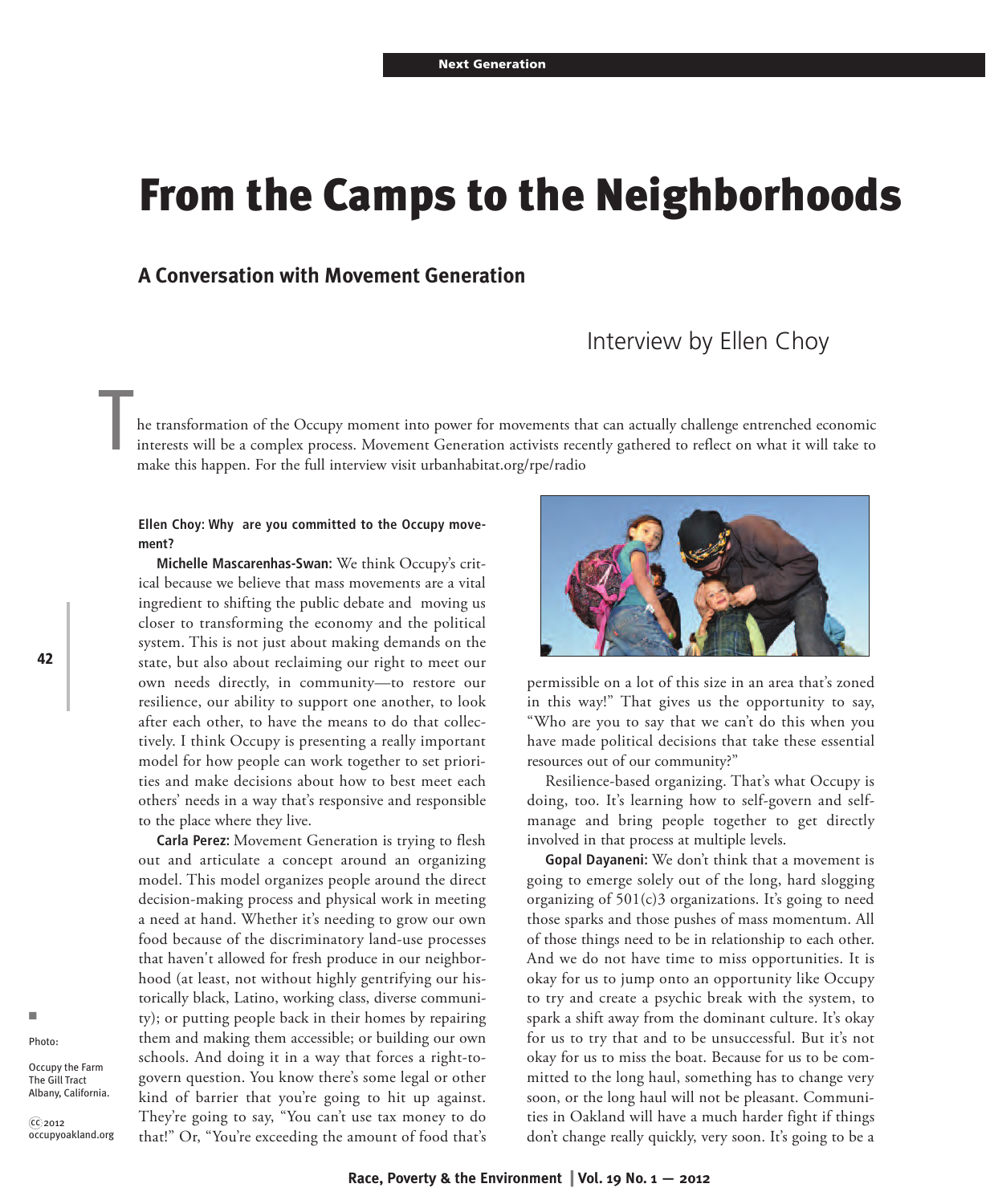# From the Camps to the Neighborhoods

## A Conversation with Movement Generation

Interview by Ellen Choy

The transformation of the Occupy moment into power for movements that can actually challenge entrenched economic interests will be a complex process. Movement Generation activists recently gathered to reflect on what it will take to make this happen. For the full interview visit urbanhabitat.org/rpe/radio

**Ellen Choy: Why are you committed to the Occupy movement?**

**Michelle Mascarenhas-Swan:** We think Occupy's critical because we believe that mass movements are a vital ingredient to shifting the public debate and moving us closer to transforming the economy and the political system. This is not just about making demands on the state, but also about reclaiming our right to meet our own needs directly, in community—to restore our resilience, our ability to support one another, to look after each other, to have the means to do that collectively. I think Occupy is presenting a really important model for how people can work together to set priorities and make decisions about how to best meet each others' needs in a way that's responsive and responsible to the place where they live.

**Carla Perez:** Movement Generation is trying to flesh out and articulate a concept around an organizing model. This model organizes people around the direct decision-making process and physical work in meeting a need at hand. Whether it's needing to grow our own food because of the discriminatory land-use processes that haven't allowed for fresh produce in our neighborhood (at least, not without highly gentrifying our historically black, Latino, working class, diverse community); or putting people back in their homes by repairing them and making them accessible; or building our own schools. And doing it in a way that forces a right-to-govern question. You know there's some legal or other kind of barrier that you're going to hit up against. They're going to say, "You can't use tax money to do that!" Or, "You're exceeding the amount of food that's permissible on a lot of this size in an area that's zoned in this way!" That gives us the opportunity to say, "Who are you to say that we can't do this when you have made political decisions that take these essential resources out of our community?"

Resilience-based organizing. That's what Occupy is doing, too. It's learning how to self-govern and self-manage and bring people together to get directly involved in that process at multiple levels.

**Gopal Dayaneni:** We don't think that a movement is going to emerge solely out of the long, hard slogging organizing of 501(c)3 organizations. It's going to need those sparks and those pushes of mass momentum. All of those things need to be in relationship to each other. And we do not have time to miss opportunities. It is okay for us to jump onto an opportunity like Occupy to try and create a psychic break with the system, to spark a shift away from the dominant culture. It's okay for us to try that and to be unsuccessful. But it's not okay for us to miss the boat. Because for us to be committed to the long haul, something has to change very soon, or the long haul will not be pleasant. Communities in Oakland will have a much harder fight if things don't change really quickly, very soon. It's going to be a

Photo:

Occupy the Farm
The Gill Tract
Albany, California.

(cc) 2012
occupyoakland.org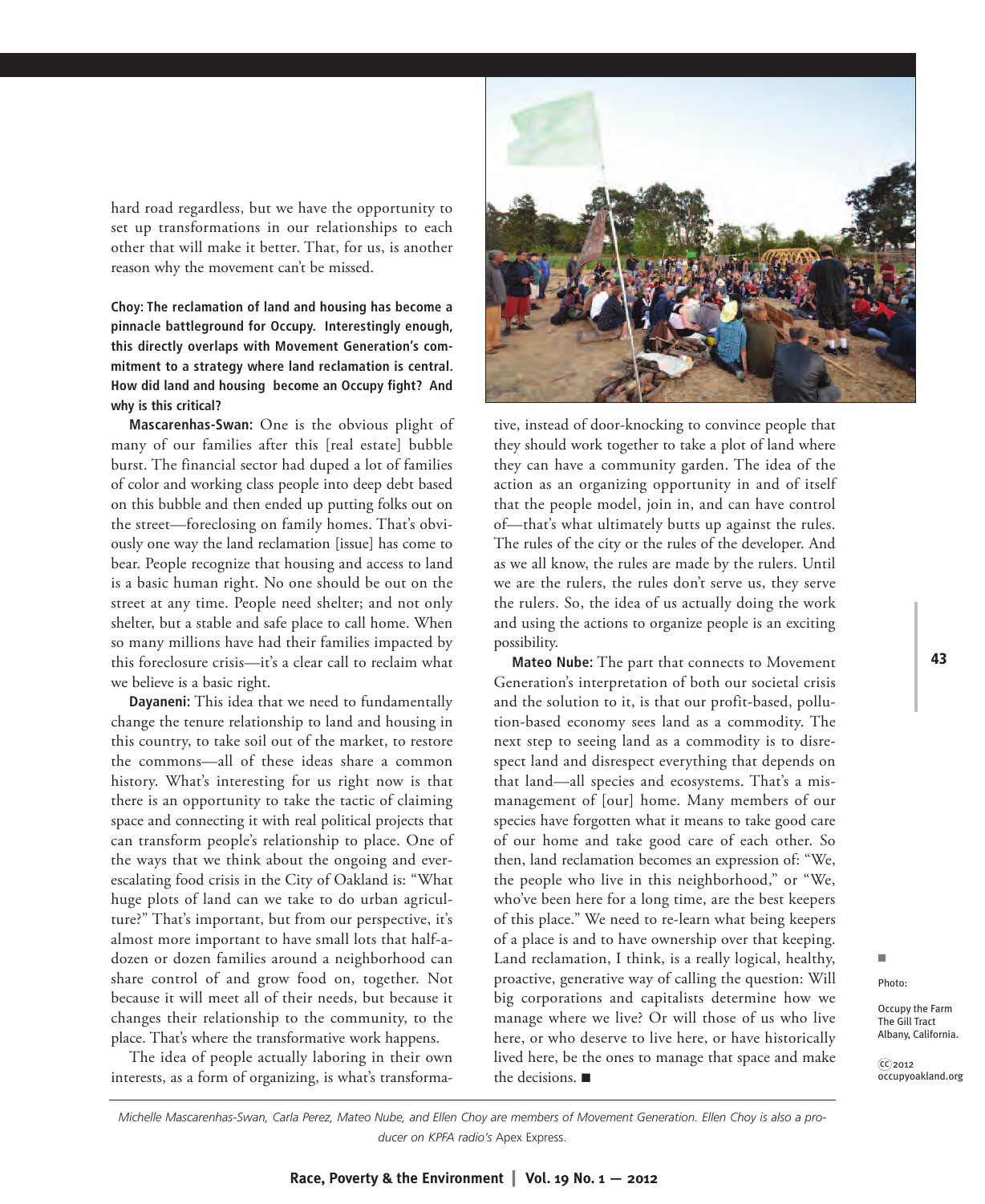hard road regardless, but we have the opportunity to set up transformations in our relationships to each other that will make it better. That, for us, is another reason why the movement can't be missed.

**Choy: The reclamation of land and housing has become a pinnacle battleground for Occupy. Interestingly enough, this directly overlaps with Movement Generation's commitment to a strategy where land reclamation is central. How did land and housing become an Occupy fight? And why is this critical?**

**Mascarenhas-Swan:** One is the obvious plight of many of our families after this [real estate] bubble burst. The financial sector had duped a lot of families of color and working class people into deep debt based on this bubble and then ended up putting folks out on the street—foreclosing on family homes. That's obviously one way the land reclamation [issue] has come to bear. People recognize that housing and access to land is a basic human right. No one should be out on the street at any time. People need shelter; and not only shelter, but a stable and safe place to call home. When so many millions have had their families impacted by this foreclosure crisis—it's a clear call to reclaim what we believe is a basic right.

**Dayaneni:** This idea that we need to fundamentally change the tenure relationship to land and housing in this country, to take soil out of the market, to restore the commons—all of these ideas share a common history. What's interesting for us right now is that there is an opportunity to take the tactic of claiming space and connecting it with real political projects that can transform people's relationship to place. One of the ways that we think about the ongoing and ever-escalating food crisis in the City of Oakland is: "What huge plots of land can we take to do urban agriculture?" That's important, but from our perspective, it's almost more important to have small lots that half-a-dozen or dozen families around a neighborhood can share control of and grow food on, together. Not because it will meet all of their needs, but because it changes their relationship to the community, to the place. That's where the transformative work happens.

The idea of people actually laboring in their own interests, as a form of organizing, is what's transformative, instead of door-knocking to convince people that they should work together to take a plot of land where they can have a community garden. The idea of the action as an organizing opportunity in and of itself that the people model, join in, and can have control of—that's what ultimately butts up against the rules. The rules of the city or the rules of the developer. And as we all know, the rules are made by the rulers. Until we are the rulers, the rules don't serve us, they serve the rulers. So, the idea of us actually doing the work and using the actions to organize people is an exciting possibility.

**Mateo Nube:** The part that connects to Movement Generation's interpretation of both our societal crisis and the solution to it, is that our profit-based, pollution-based economy sees land as a commodity. The next step to seeing land as a commodity is to disrespect land and disrespect everything that depends on that land—all species and ecosystems. That's a mismanagement of [our] home. Many members of our species have forgotten what it means to take good care of our home and take good care of each other. So then, land reclamation becomes an expression of: "We, the people who live in this neighborhood," or "We, who've been here for a long time, are the best keepers of this place." We need to re-learn what being keepers of a place is and to have ownership over that keeping. Land reclamation, I think, is a really logical, healthy, proactive, generative way of calling the question: Will big corporations and capitalists determine how we manage where we live? Or will those of us who live here, or who deserve to live here, or have historically lived here, be the ones to manage that space and make the decisions. ■

Photo:

Occupy the Farm
The Gill Tract
Albany, California.

(cc) 2012
occupyoakland.org

*Michelle Mascarenhas-Swan, Carla Perez, Mateo Nube, and Ellen Choy are members of Movement Generation. Ellen Choy is also a producer on KPFA radio's* Apex Express.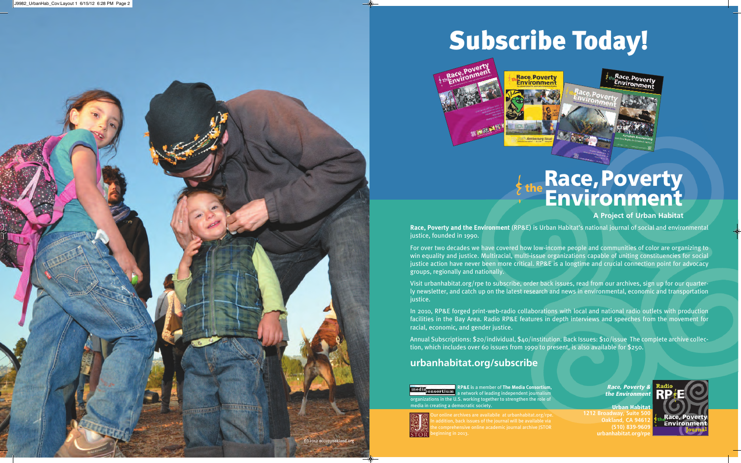# Subscribe Today!

# Race, Poverty & the Environment

**A Project of Urban Habitat**

**Race, Poverty and the Environment** (RP&E) is Urban Habitat's national journal of social and environmental justice, founded in 1990.

For over two decades we have covered how low-income people and communities of color are organizing to win equality and justice. Multiracial, multi-issue organizations capable of uniting constituencies for social justice action have never been more critical. RP&E is a longtime and crucial connection point for advocacy groups, regionally and nationally.

Visit urbanhabitat.org/rpe to subscribe, order back issues, read from our archives, sign up for our quarterly newsletter, and catch up on the latest research and news in environmental, economic and transportation justice.

In 2010, RP&E forged print-web-radio collaborations with local and national radio outlets with production facilities in the Bay Area. Radio RP&E features in depth interviews and speeches from the movement for racial, economic, and gender justice.

Annual Subscriptions: $20/individual, $40/institution. Back Issues: $10/issue The complete archive collection, which includes over 60 issues from 1990 to present, is also available for $250.

## urbanhabitat.org/subscribe

**RP&E is** a member of **The Media Consortium,** a network of leading independent journalism organizations in the U.S. working together to strengthen the role of media in creating a democratic society.

Our online archives are available at urbanhabitat.org/rpe. In addition, back issues of the journal will be available via the comprehensive online academic journal archive JSTOR beginning in 2013.

***Race, Poverty & the Environment***

**Urban Habitat**
**1212 Broadway, Suite 500**
**Oakland, CA 94612**
**(510) 839-9609**
**urbanhabitat.org/rpe**

©2012 occupyoakland.org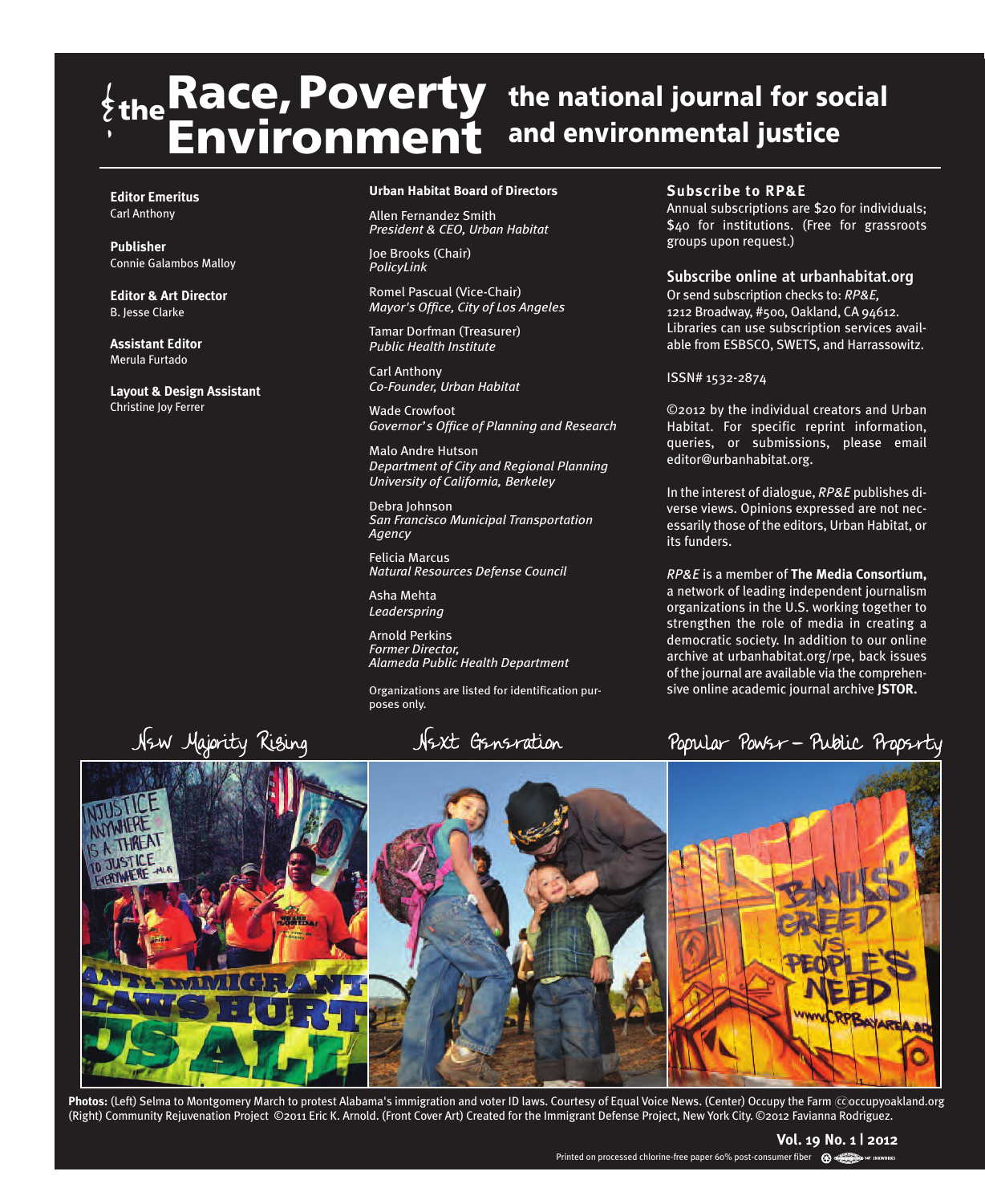# Race, Poverty & the Environment

## the national journal for social and environmental justice

**Editor Emeritus**
Carl Anthony

**Publisher**
Connie Galambos Malloy

**Editor & Art Director**
B. Jesse Clarke

**Assistant Editor**
Merula Furtado

**Layout & Design Assistant**
Christine Joy Ferrer

**Urban Habitat Board of Directors**

Allen Fernandez Smith
*President & CEO, Urban Habitat*

Joe Brooks (Chair)
*PolicyLink*

Romel Pascual (Vice-Chair)
*Mayor's Office, City of Los Angeles*

Tamar Dorfman (Treasurer)
*Public Health Institute*

Carl Anthony
*Co-Founder, Urban Habitat*

Wade Crowfoot
*Governor's Office of Planning and Research*

Malo Andre Hutson
*Department of City and Regional Planning*
*University of California, Berkeley*

Debra Johnson
*San Francisco Municipal Transportation Agency*

Felicia Marcus
*Natural Resources Defense Council*

Asha Mehta
*Leaderspring*

Arnold Perkins
*Former Director,*
*Alameda Public Health Department*

Organizations are listed for identification purposes only.

**Subscribe to RP&E**
Annual subscriptions are $20 for individuals; $40 for institutions. (Free for grassroots groups upon request.)

**Subscribe online at urbanhabitat.org**
Or send subscription checks to: *RP&E,*
1212 Broadway, #500, Oakland, CA 94612.
Libraries can use subscription services available from ESBSCO, SWETS, and Harrassowitz.

ISSN# 1532-2874

©2012 by the individual creators and Urban Habitat. For specific reprint information, queries, or submissions, please email editor@urbanhabitat.org.

In the interest of dialogue, *RP&E* publishes diverse views. Opinions expressed are not necessarily those of the editors, Urban Habitat, or its funders.

*RP&E* is a member of **The Media Consortium,** a network of leading independent journalism organizations in the U.S. working together to strengthen the role of media in creating a democratic society. In addition to our online archive at urbanhabitat.org/rpe, back issues of the journal are available via the comprehensive online academic journal archive **JSTOR.**

New Majority Rising — Next Generation — Popular Power – Public Property

**Photos:** (Left) Selma to Montgomery March to protest Alabama's immigration and voter ID laws. Courtesy of Equal Voice News. (Center) Occupy the Farm ⓒoccupyoakland.org (Right) Community Rejuvenation Project ©2011 Eric K. Arnold. (Front Cover Art) Created for the Immigrant Defense Project, New York City. ©2012 Favianna Rodriguez.

**Vol. 19 No. 1 | 2012**

Printed on processed chlorine-free paper 60% post-consumer fiber